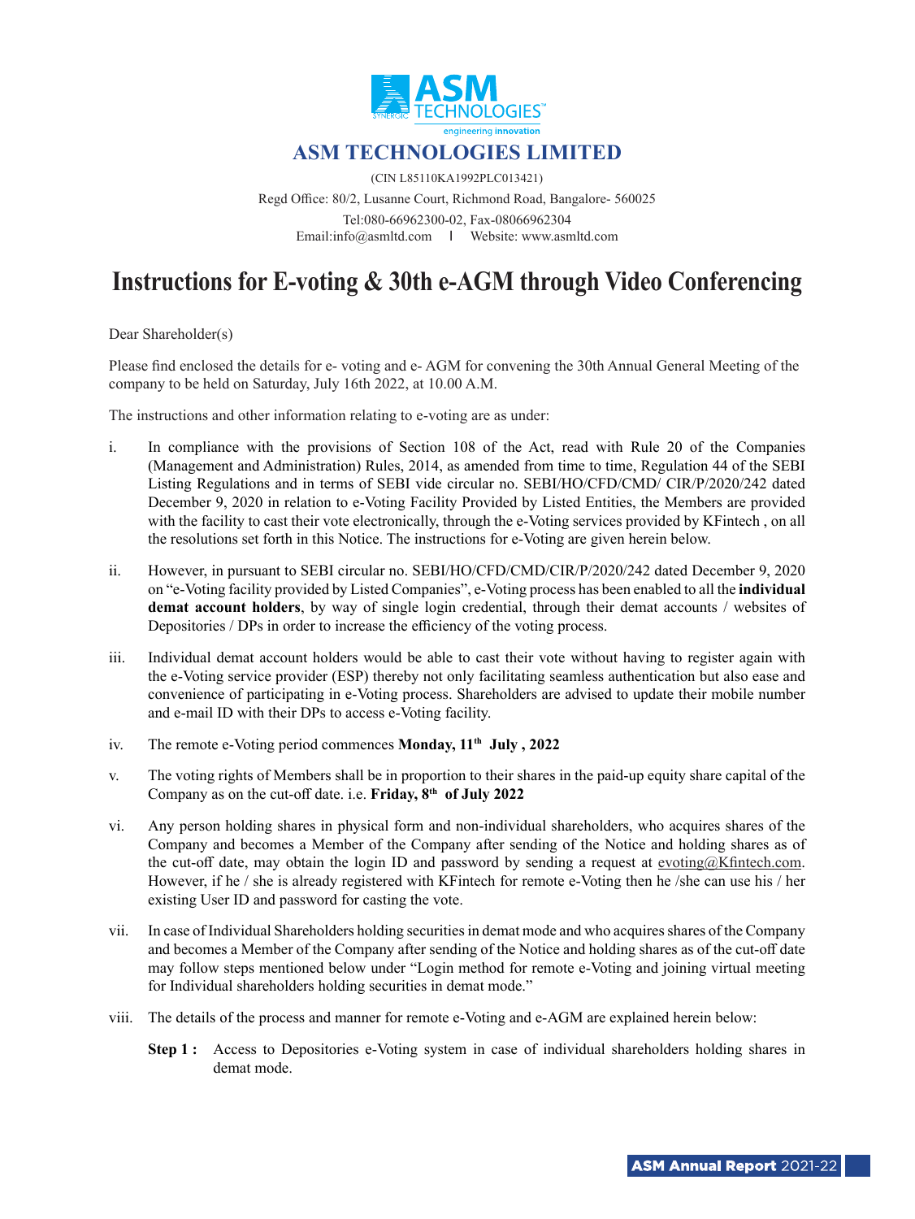# ASM TECHNOLOGIES LIMITED

(CIN L85110KA1992PLC013421)

Regd Office: 80/2, Lusanne Court, Richmond Road, Bangalore- 560025

Tel:080-66962300-02, Fax-08066962304

Email:info@asmltd.com | Website: www.asmltd.com

## Instructions for E-voting & 30th e-AGM through Video Conferencing

Dear Shareholder(s)

Please find enclosed the details for e- voting and e- AGM for convening the 30th Annual General Meeting of the company to be held on Saturday, July 16th 2022, at 10.00 A.M.

The instructions and other information relating to e-voting are as under:

i. In compliance with the provisions of Section 108 of the Act, read with Rule 20 of the Companies (Management and Administration) Rules, 2014, as amended from time to time, Regulation 44 of the SEBI Listing Regulations and in terms of SEBI vide circular no. SEBI/HO/CFD/CMD/ CIR/P/2020/242 dated December 9, 2020 in relation to e-Voting Facility Provided by Listed Entities, the Members are provided with the facility to cast their vote electronically, through the e-Voting services provided by KFintech , on all the resolutions set forth in this Notice. The instructions for e-Voting are given herein below.

ii. However, in pursuant to SEBI circular no. SEBI/HO/CFD/CMD/CIR/P/2020/242 dated December 9, 2020 on "e-Voting facility provided by Listed Companies", e-Voting process has been enabled to all the **individual demat account holders**, by way of single login credential, through their demat accounts / websites of Depositories / DPs in order to increase the efficiency of the voting process.

iii. Individual demat account holders would be able to cast their vote without having to register again with the e-Voting service provider (ESP) thereby not only facilitating seamless authentication but also ease and convenience of participating in e-Voting process. Shareholders are advised to update their mobile number and e-mail ID with their DPs to access e-Voting facility.

iv. The remote e-Voting period commences **Monday, 11th July , 2022**

v. The voting rights of Members shall be in proportion to their shares in the paid-up equity share capital of the Company as on the cut-off date. i.e. **Friday, 8th of July 2022**

vi. Any person holding shares in physical form and non-individual shareholders, who acquires shares of the Company and becomes a Member of the Company after sending of the Notice and holding shares as of the cut-off date, may obtain the login ID and password by sending a request at evoting@Kfintech.com. However, if he / she is already registered with KFintech for remote e-Voting then he /she can use his / her existing User ID and password for casting the vote.

vii. In case of Individual Shareholders holding securities in demat mode and who acquires shares of the Company and becomes a Member of the Company after sending of the Notice and holding shares as of the cut-off date may follow steps mentioned below under "Login method for remote e-Voting and joining virtual meeting for Individual shareholders holding securities in demat mode."

viii. The details of the process and manner for remote e-Voting and e-AGM are explained herein below:

**Step 1 :** Access to Depositories e-Voting system in case of individual shareholders holding shares in demat mode.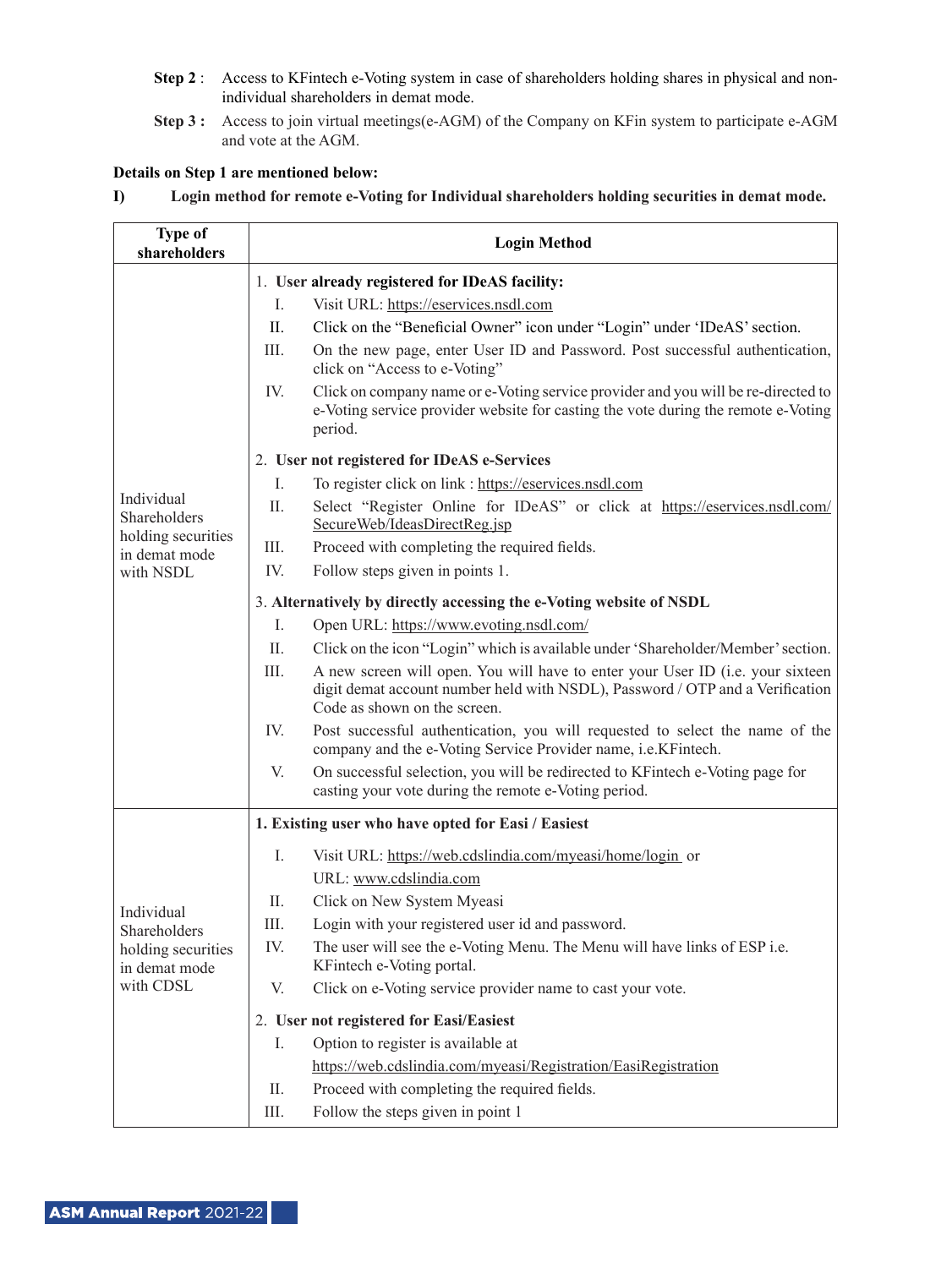**Step 2 :** Access to KFintech e-Voting system in case of shareholders holding shares in physical and non-individual shareholders in demat mode.

**Step 3 :** Access to join virtual meetings(e-AGM) of the Company on KFin system to participate e-AGM and vote at the AGM.

**Details on Step 1 are mentioned below:**

**I) Login method for remote e-Voting for Individual shareholders holding securities in demat mode.**

| Type of shareholders | Login Method |
|---|---|
| Individual Shareholders holding securities in demat mode with NSDL | 1. **User already registered for IDeAS facility:**<br>I. Visit URL: https://eservices.nsdl.com<br>II. Click on the "Beneficial Owner" icon under "Login" under 'IDeAS' section.<br>III. On the new page, enter User ID and Password. Post successful authentication, click on "Access to e-Voting"<br>IV. Click on company name or e-Voting service provider and you will be re-directed to e-Voting service provider website for casting the vote during the remote e-Voting period.<br><br>2. **User not registered for IDeAS e-Services**<br>I. To register click on link : https://eservices.nsdl.com<br>II. Select "Register Online for IDeAS" or click at https://eservices.nsdl.com/SecureWeb/IdeasDirectReg.jsp<br>III. Proceed with completing the required fields.<br>IV. Follow steps given in points 1.<br><br>3. **Alternatively by directly accessing the e-Voting website of NSDL**<br>I. Open URL: https://www.evoting.nsdl.com/<br>II. Click on the icon "Login" which is available under 'Shareholder/Member' section.<br>III. A new screen will open. You will have to enter your User ID (i.e. your sixteen digit demat account number held with NSDL), Password / OTP and a Verification Code as shown on the screen.<br>IV. Post successful authentication, you will requested to select the name of the company and the e-Voting Service Provider name, i.e.KFintech.<br>V. On successful selection, you will be redirected to KFintech e-Voting page for casting your vote during the remote e-Voting period. |
| Individual Shareholders holding securities in demat mode with CDSL | **1. Existing user who have opted for Easi / Easiest**<br>I. Visit URL: https://web.cdslindia.com/myeasi/home/login or URL: www.cdslindia.com<br>II. Click on New System Myeasi<br>III. Login with your registered user id and password.<br>IV. The user will see the e-Voting Menu. The Menu will have links of ESP i.e. KFintech e-Voting portal.<br>V. Click on e-Voting service provider name to cast your vote.<br><br>2. **User not registered for Easi/Easiest**<br>I. Option to register is available at https://web.cdslindia.com/myeasi/Registration/EasiRegistration<br>II. Proceed with completing the required fields.<br>III. Follow the steps given in point 1 |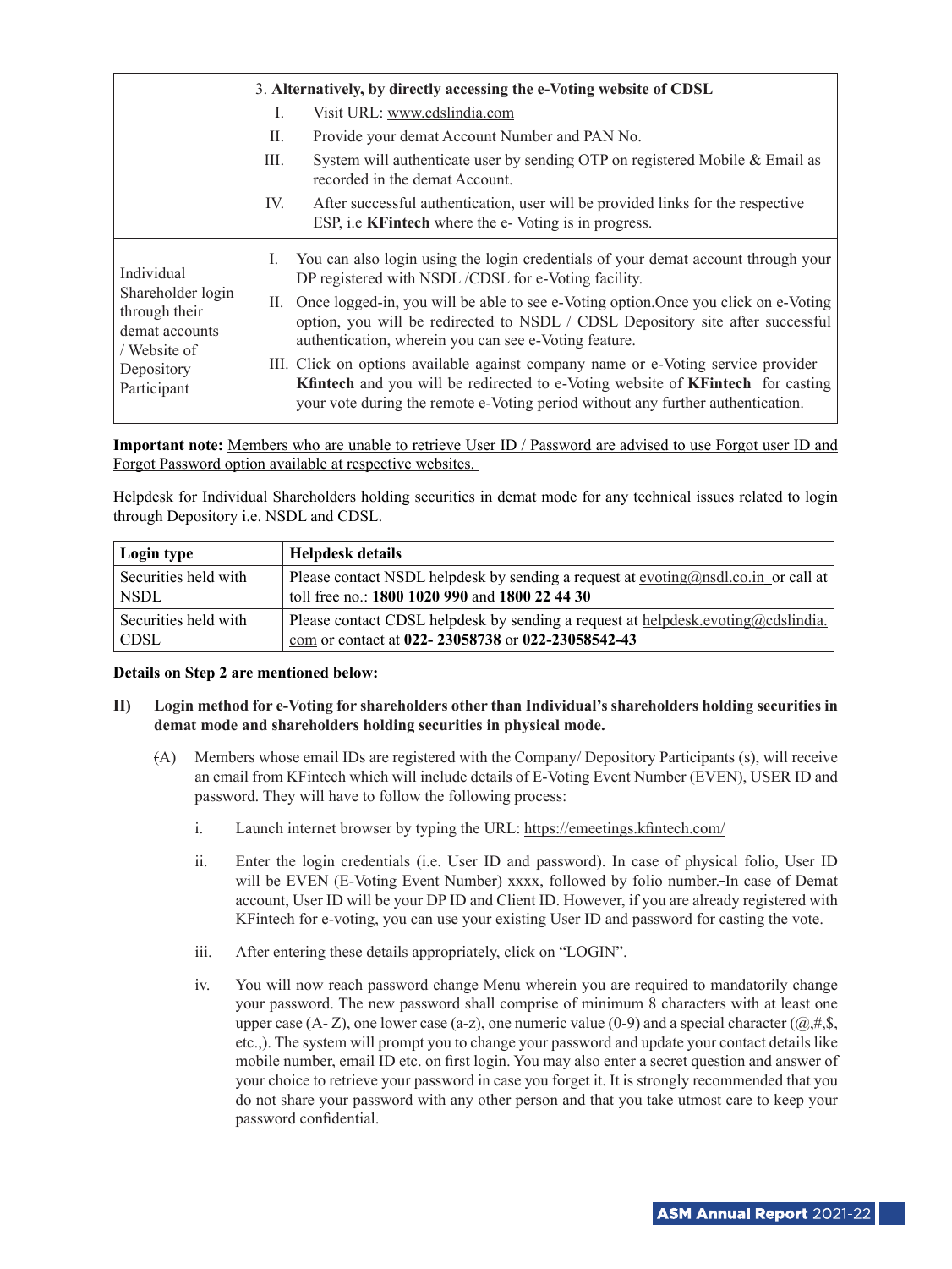| | 3. **Alternatively, by directly accessing the e-Voting website of CDSL**<br>I. Visit URL: www.cdslindia.com<br>II. Provide your demat Account Number and PAN No.<br>III. System will authenticate user by sending OTP on registered Mobile & Email as recorded in the demat Account.<br>IV. After successful authentication, user will be provided links for the respective ESP, i.e **KFintech** where the e- Voting is in progress. |
|---|---|
| Individual Shareholder login through their demat accounts / Website of Depository Participant | I. You can also login using the login credentials of your demat account through your DP registered with NSDL /CDSL for e-Voting facility.<br>II. Once logged-in, you will be able to see e-Voting option.Once you click on e-Voting option, you will be redirected to NSDL / CDSL Depository site after successful authentication, wherein you can see e-Voting feature.<br>III. Click on options available against company name or e-Voting service provider – **Kfintech** and you will be redirected to e-Voting website of **KFintech** for casting your vote during the remote e-Voting period without any further authentication. |

**Important note:** Members who are unable to retrieve User ID / Password are advised to use Forgot user ID and Forgot Password option available at respective websites.

Helpdesk for Individual Shareholders holding securities in demat mode for any technical issues related to login through Depository i.e. NSDL and CDSL.

| Login type | Helpdesk details |
|---|---|
| Securities held with NSDL | Please contact NSDL helpdesk by sending a request at evoting@nsdl.co.in or call at toll free no.: **1800 1020 990** and **1800 22 44 30** |
| Securities held with CDSL | Please contact CDSL helpdesk by sending a request at helpdesk.evoting@cdslindia.com or contact at **022- 23058738** or **022-23058542-43** |

**Details on Step 2 are mentioned below:**

**II) Login method for e-Voting for shareholders other than Individual's shareholders holding securities in demat mode and shareholders holding securities in physical mode.**

(A) Members whose email IDs are registered with the Company/ Depository Participants (s), will receive an email from KFintech which will include details of E-Voting Event Number (EVEN), USER ID and password. They will have to follow the following process:

i. Launch internet browser by typing the URL: https://emeetings.kfintech.com/

ii. Enter the login credentials (i.e. User ID and password). In case of physical folio, User ID will be EVEN (E-Voting Event Number) xxxx, followed by folio number. In case of Demat account, User ID will be your DP ID and Client ID. However, if you are already registered with KFintech for e-voting, you can use your existing User ID and password for casting the vote.

iii. After entering these details appropriately, click on "LOGIN".

iv. You will now reach password change Menu wherein you are required to mandatorily change your password. The new password shall comprise of minimum 8 characters with at least one upper case (A- Z), one lower case (a-z), one numeric value (0-9) and a special character (@,#,$, etc.,). The system will prompt you to change your password and update your contact details like mobile number, email ID etc. on first login. You may also enter a secret question and answer of your choice to retrieve your password in case you forget it. It is strongly recommended that you do not share your password with any other person and that you take utmost care to keep your password confidential.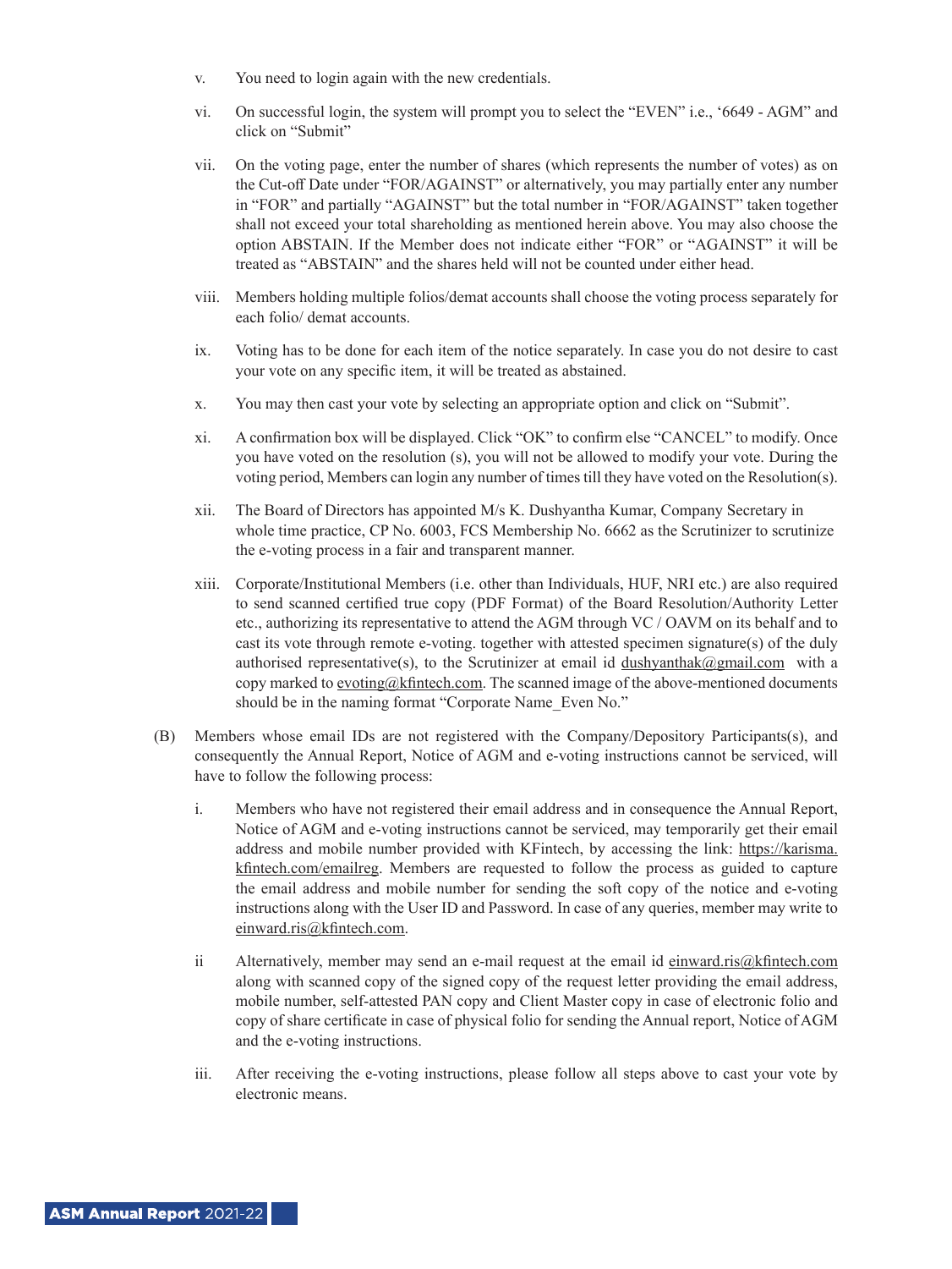v. You need to login again with the new credentials.

vi. On successful login, the system will prompt you to select the "EVEN" i.e., '6649 - AGM" and click on "Submit"

vii. On the voting page, enter the number of shares (which represents the number of votes) as on the Cut-off Date under "FOR/AGAINST" or alternatively, you may partially enter any number in "FOR" and partially "AGAINST" but the total number in "FOR/AGAINST" taken together shall not exceed your total shareholding as mentioned herein above. You may also choose the option ABSTAIN. If the Member does not indicate either "FOR" or "AGAINST" it will be treated as "ABSTAIN" and the shares held will not be counted under either head.

viii. Members holding multiple folios/demat accounts shall choose the voting process separately for each folio/ demat accounts.

ix. Voting has to be done for each item of the notice separately. In case you do not desire to cast your vote on any specific item, it will be treated as abstained.

x. You may then cast your vote by selecting an appropriate option and click on "Submit".

xi. A confirmation box will be displayed. Click "OK" to confirm else "CANCEL" to modify. Once you have voted on the resolution (s), you will not be allowed to modify your vote. During the voting period, Members can login any number of times till they have voted on the Resolution(s).

xii. The Board of Directors has appointed M/s K. Dushyantha Kumar, Company Secretary in whole time practice, CP No. 6003, FCS Membership No. 6662 as the Scrutinizer to scrutinize the e-voting process in a fair and transparent manner.

xiii. Corporate/Institutional Members (i.e. other than Individuals, HUF, NRI etc.) are also required to send scanned certified true copy (PDF Format) of the Board Resolution/Authority Letter etc., authorizing its representative to attend the AGM through VC / OAVM on its behalf and to cast its vote through remote e-voting. together with attested specimen signature(s) of the duly authorised representative(s), to the Scrutinizer at email id dushyanthak@gmail.com with a copy marked to evoting@kfintech.com. The scanned image of the above-mentioned documents should be in the naming format "Corporate Name_Even No."

(B) Members whose email IDs are not registered with the Company/Depository Participants(s), and consequently the Annual Report, Notice of AGM and e-voting instructions cannot be serviced, will have to follow the following process:

i. Members who have not registered their email address and in consequence the Annual Report, Notice of AGM and e-voting instructions cannot be serviced, may temporarily get their email address and mobile number provided with KFintech, by accessing the link: https://karisma.kfintech.com/emailreg. Members are requested to follow the process as guided to capture the email address and mobile number for sending the soft copy of the notice and e-voting instructions along with the User ID and Password. In case of any queries, member may write to einward.ris@kfintech.com.

ii Alternatively, member may send an e-mail request at the email id einward.ris@kfintech.com along with scanned copy of the signed copy of the request letter providing the email address, mobile number, self-attested PAN copy and Client Master copy in case of electronic folio and copy of share certificate in case of physical folio for sending the Annual report, Notice of AGM and the e-voting instructions.

iii. After receiving the e-voting instructions, please follow all steps above to cast your vote by electronic means.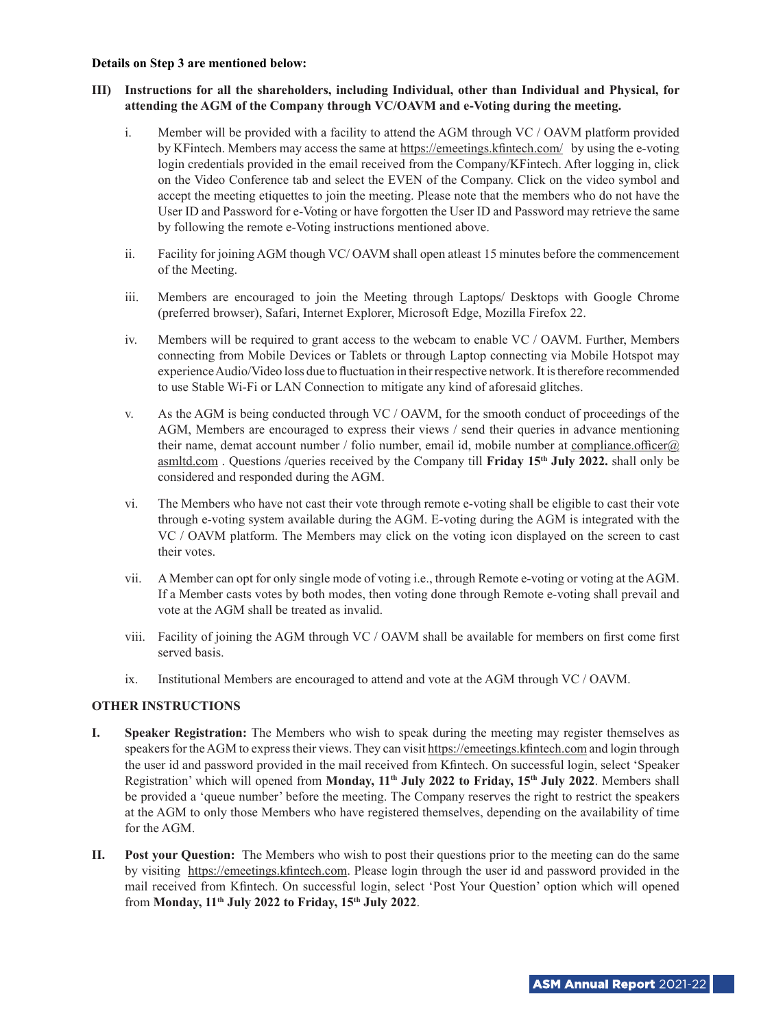**Details on Step 3 are mentioned below:**

**III) Instructions for all the shareholders, including Individual, other than Individual and Physical, for attending the AGM of the Company through VC/OAVM and e-Voting during the meeting.**

i. Member will be provided with a facility to attend the AGM through VC / OAVM platform provided by KFintech. Members may access the same at https://emeetings.kfintech.com/ by using the e-voting login credentials provided in the email received from the Company/KFintech. After logging in, click on the Video Conference tab and select the EVEN of the Company. Click on the video symbol and accept the meeting etiquettes to join the meeting. Please note that the members who do not have the User ID and Password for e-Voting or have forgotten the User ID and Password may retrieve the same by following the remote e-Voting instructions mentioned above.

ii. Facility for joining AGM though VC/ OAVM shall open atleast 15 minutes before the commencement of the Meeting.

iii. Members are encouraged to join the Meeting through Laptops/ Desktops with Google Chrome (preferred browser), Safari, Internet Explorer, Microsoft Edge, Mozilla Firefox 22.

iv. Members will be required to grant access to the webcam to enable VC / OAVM. Further, Members connecting from Mobile Devices or Tablets or through Laptop connecting via Mobile Hotspot may experience Audio/Video loss due to fluctuation in their respective network. It is therefore recommended to use Stable Wi-Fi or LAN Connection to mitigate any kind of aforesaid glitches.

v. As the AGM is being conducted through VC / OAVM, for the smooth conduct of proceedings of the AGM, Members are encouraged to express their views / send their queries in advance mentioning their name, demat account number / folio number, email id, mobile number at compliance.officer@asmltd.com . Questions /queries received by the Company till **Friday 15th July 2022.** shall only be considered and responded during the AGM.

vi. The Members who have not cast their vote through remote e-voting shall be eligible to cast their vote through e-voting system available during the AGM. E-voting during the AGM is integrated with the VC / OAVM platform. The Members may click on the voting icon displayed on the screen to cast their votes.

vii. A Member can opt for only single mode of voting i.e., through Remote e-voting or voting at the AGM. If a Member casts votes by both modes, then voting done through Remote e-voting shall prevail and vote at the AGM shall be treated as invalid.

viii. Facility of joining the AGM through VC / OAVM shall be available for members on first come first served basis.

ix. Institutional Members are encouraged to attend and vote at the AGM through VC / OAVM.

**OTHER INSTRUCTIONS**

**I. Speaker Registration:** The Members who wish to speak during the meeting may register themselves as speakers for the AGM to express their views. They can visit https://emeetings.kfintech.com and login through the user id and password provided in the mail received from Kfintech. On successful login, select 'Speaker Registration' which will opened from **Monday, 11th July 2022 to Friday, 15th July 2022**. Members shall be provided a 'queue number' before the meeting. The Company reserves the right to restrict the speakers at the AGM to only those Members who have registered themselves, depending on the availability of time for the AGM.

**II. Post your Question:** The Members who wish to post their questions prior to the meeting can do the same by visiting https://emeetings.kfintech.com. Please login through the user id and password provided in the mail received from Kfintech. On successful login, select 'Post Your Question' option which will opened from **Monday, 11th July 2022 to Friday, 15th July 2022**.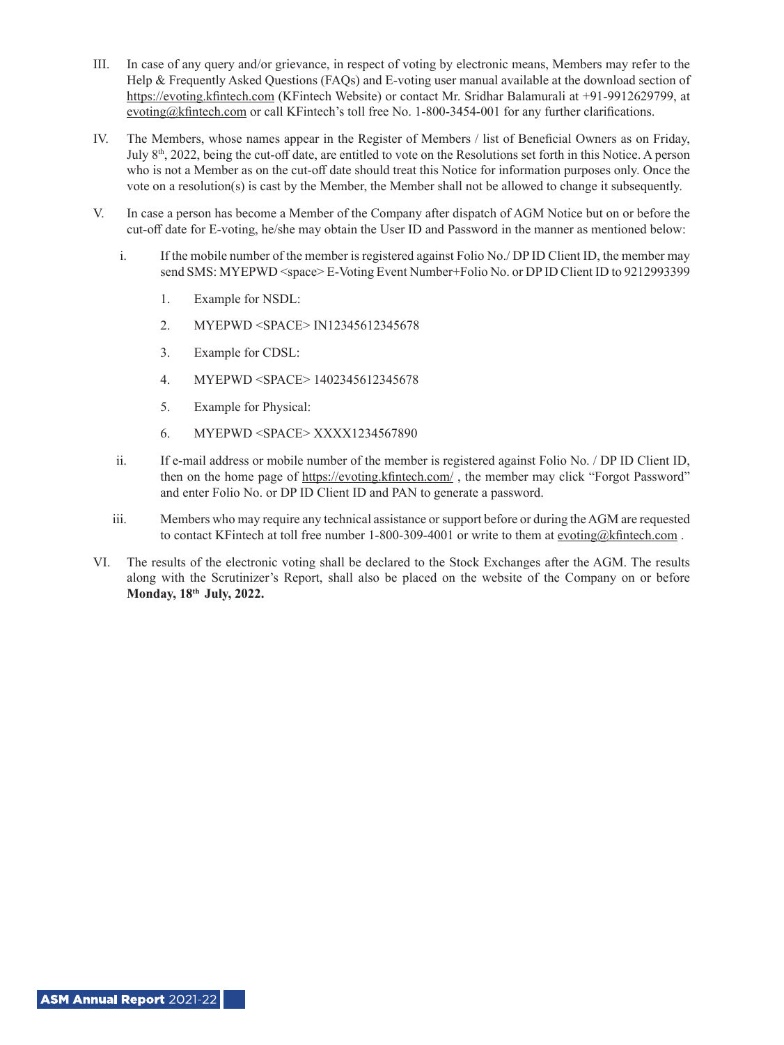III. In case of any query and/or grievance, in respect of voting by electronic means, Members may refer to the Help & Frequently Asked Questions (FAQs) and E-voting user manual available at the download section of https://evoting.kfintech.com (KFintech Website) or contact Mr. Sridhar Balamurali at +91-9912629799, at evoting@kfintech.com or call KFintech's toll free No. 1-800-3454-001 for any further clarifications.

IV. The Members, whose names appear in the Register of Members / list of Beneficial Owners as on Friday, July 8th, 2022, being the cut-off date, are entitled to vote on the Resolutions set forth in this Notice. A person who is not a Member as on the cut-off date should treat this Notice for information purposes only. Once the vote on a resolution(s) is cast by the Member, the Member shall not be allowed to change it subsequently.

V. In case a person has become a Member of the Company after dispatch of AGM Notice but on or before the cut-off date for E-voting, he/she may obtain the User ID and Password in the manner as mentioned below:

   i. If the mobile number of the member is registered against Folio No./ DP ID Client ID, the member may send SMS: MYEPWD <space> E-Voting Event Number+Folio No. or DP ID Client ID to 9212993399

      1. Example for NSDL:
      2. MYEPWD <SPACE> IN12345612345678
      3. Example for CDSL:
      4. MYEPWD <SPACE> 1402345612345678
      5. Example for Physical:
      6. MYEPWD <SPACE> XXXX1234567890

   ii. If e-mail address or mobile number of the member is registered against Folio No. / DP ID Client ID, then on the home page of https://evoting.kfintech.com/ , the member may click "Forgot Password" and enter Folio No. or DP ID Client ID and PAN to generate a password.

   iii. Members who may require any technical assistance or support before or during the AGM are requested to contact KFintech at toll free number 1-800-309-4001 or write to them at evoting@kfintech.com .

VI. The results of the electronic voting shall be declared to the Stock Exchanges after the AGM. The results along with the Scrutinizer's Report, shall also be placed on the website of the Company on or before **Monday, 18th July, 2022.**